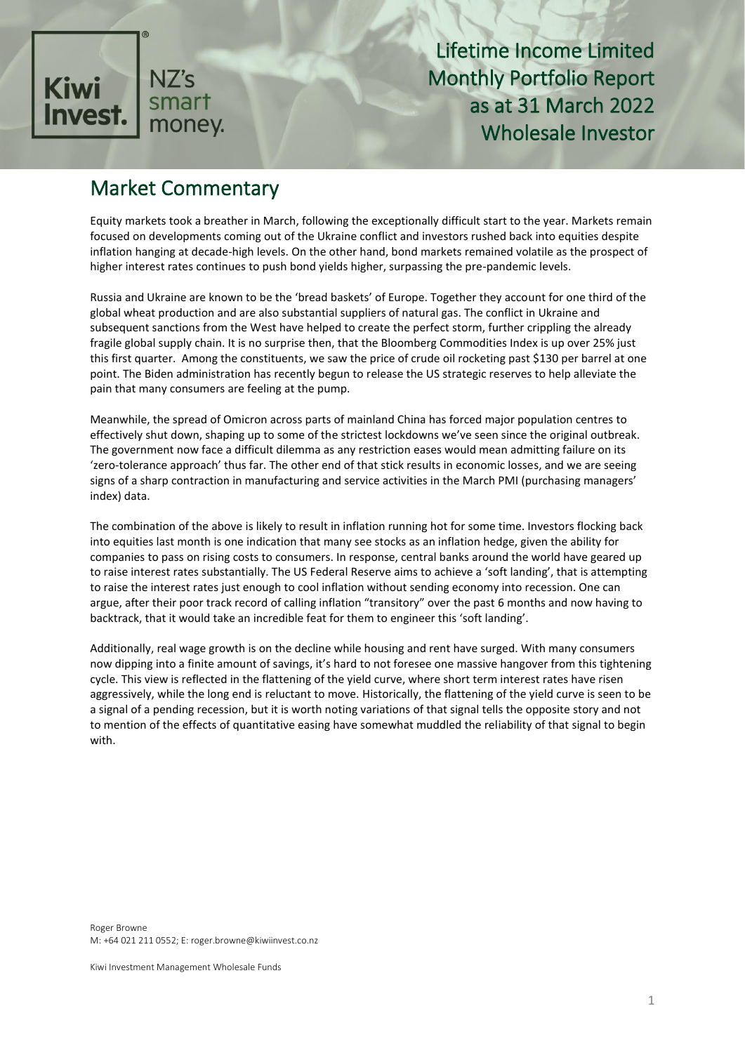# Lifetime Income Limited Monthly Portfolio Report as at 31 March 2022 Wholesale Investor

## Market Commentary

Equity markets took a breather in March, following the exceptionally difficult start to the year. Markets remain focused on developments coming out of the Ukraine conflict and investors rushed back into equities despite inflation hanging at decade-high levels. On the other hand, bond markets remained volatile as the prospect of higher interest rates continues to push bond yields higher, surpassing the pre-pandemic levels.

Russia and Ukraine are known to be the 'bread baskets' of Europe. Together they account for one third of the global wheat production and are also substantial suppliers of natural gas. The conflict in Ukraine and subsequent sanctions from the West have helped to create the perfect storm, further crippling the already fragile global supply chain. It is no surprise then, that the Bloomberg Commodities Index is up over 25% just this first quarter. Among the constituents, we saw the price of crude oil rocketing past $130 per barrel at one point. The Biden administration has recently begun to release the US strategic reserves to help alleviate the pain that many consumers are feeling at the pump.

Meanwhile, the spread of Omicron across parts of mainland China has forced major population centres to effectively shut down, shaping up to some of the strictest lockdowns we've seen since the original outbreak. The government now face a difficult dilemma as any restriction eases would mean admitting failure on its 'zero-tolerance approach' thus far. The other end of that stick results in economic losses, and we are seeing signs of a sharp contraction in manufacturing and service activities in the March PMI (purchasing managers' index) data.

The combination of the above is likely to result in inflation running hot for some time. Investors flocking back into equities last month is one indication that many see stocks as an inflation hedge, given the ability for companies to pass on rising costs to consumers. In response, central banks around the world have geared up to raise interest rates substantially. The US Federal Reserve aims to achieve a 'soft landing', that is attempting to raise the interest rates just enough to cool inflation without sending economy into recession. One can argue, after their poor track record of calling inflation "transitory" over the past 6 months and now having to backtrack, that it would take an incredible feat for them to engineer this 'soft landing'.

Additionally, real wage growth is on the decline while housing and rent have surged. With many consumers now dipping into a finite amount of savings, it's hard to not foresee one massive hangover from this tightening cycle. This view is reflected in the flattening of the yield curve, where short term interest rates have risen aggressively, while the long end is reluctant to move. Historically, the flattening of the yield curve is seen to be a signal of a pending recession, but it is worth noting variations of that signal tells the opposite story and not to mention of the effects of quantitative easing have somewhat muddled the reliability of that signal to begin with.

Roger Browne
M: +64 021 211 0552; E: roger.browne@kiwiinvest.co.nz

Kiwi Investment Management Wholesale Funds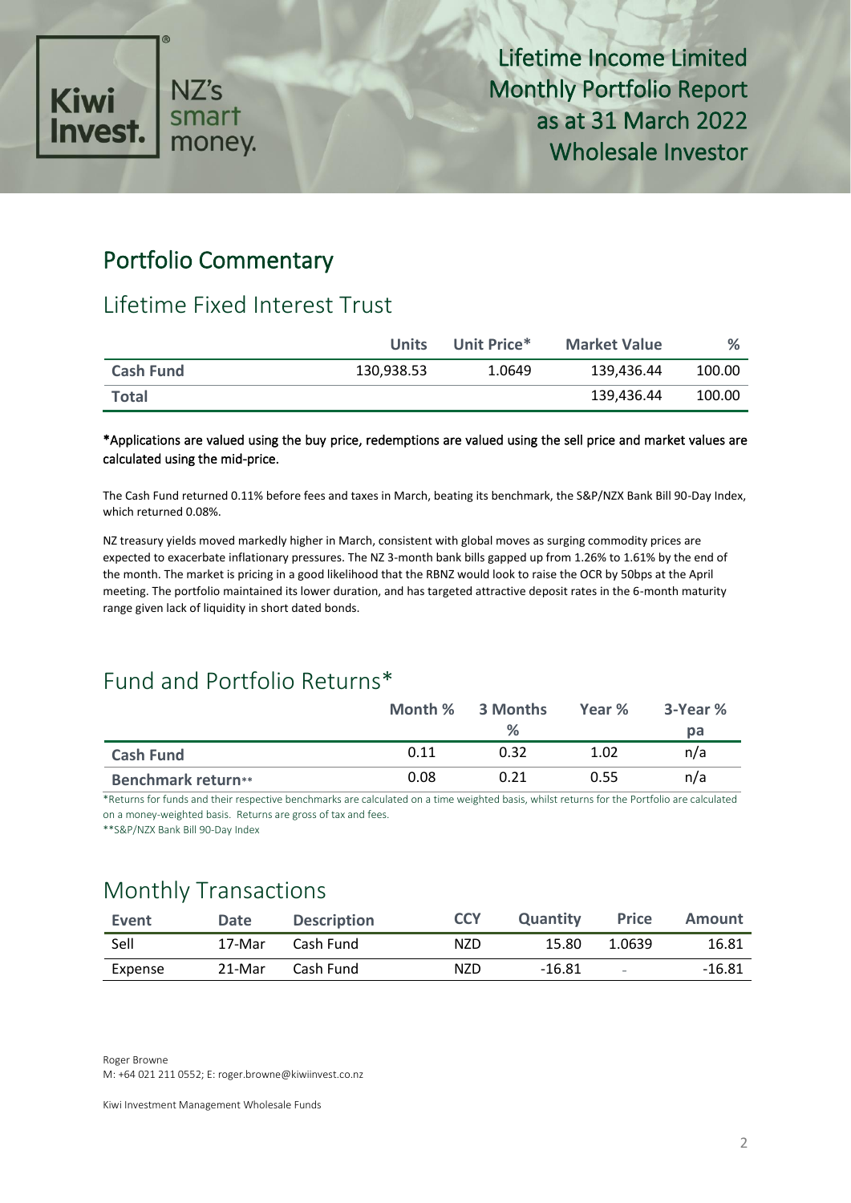Lifetime Income Limited
Monthly Portfolio Report
as at 31 March 2022
Wholesale Investor

## Portfolio Commentary

### Lifetime Fixed Interest Trust

| | Units | Unit Price* | Market Value | % |
|---|---|---|---|---|
| **Cash Fund** | 130,938.53 | 1.0649 | 139,436.44 | 100.00 |
| **Total** | | | 139,436.44 | 100.00 |

*Applications are valued using the buy price, redemptions are valued using the sell price and market values are calculated using the mid-price.

The Cash Fund returned 0.11% before fees and taxes in March, beating its benchmark, the S&P/NZX Bank Bill 90-Day Index, which returned 0.08%.

NZ treasury yields moved markedly higher in March, consistent with global moves as surging commodity prices are expected to exacerbate inflationary pressures. The NZ 3-month bank bills gapped up from 1.26% to 1.61% by the end of the month. The market is pricing in a good likelihood that the RBNZ would look to raise the OCR by 50bps at the April meeting. The portfolio maintained its lower duration, and has targeted attractive deposit rates in the 6-month maturity range given lack of liquidity in short dated bonds.

### Fund and Portfolio Returns*

| | Month % | 3 Months % | Year % | 3-Year % pa |
|---|---|---|---|---|
| **Cash Fund** | 0.11 | 0.32 | 1.02 | n/a |
| **Benchmark return**** | 0.08 | 0.21 | 0.55 | n/a |

*Returns for funds and their respective benchmarks are calculated on a time weighted basis, whilst returns for the Portfolio are calculated on a money-weighted basis. Returns are gross of tax and fees.

**S&P/NZX Bank Bill 90-Day Index

### Monthly Transactions

| Event | Date | Description | CCY | Quantity | Price | Amount |
|---|---|---|---|---|---|---|
| Sell | 17-Mar | Cash Fund | NZD | 15.80 | 1.0639 | 16.81 |
| Expense | 21-Mar | Cash Fund | NZD | -16.81 | - | -16.81 |

Roger Browne
M: +64 021 211 0552; E: roger.browne@kiwiinvest.co.nz

Kiwi Investment Management Wholesale Funds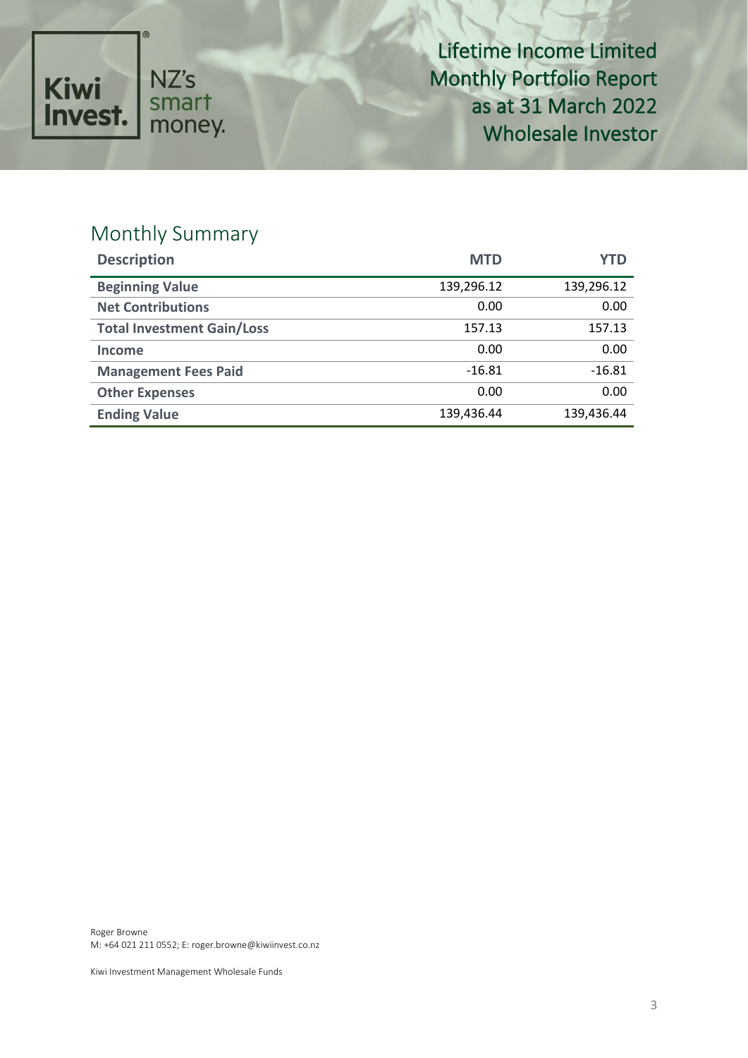Kiwi Invest. NZ's smart money.

# Lifetime Income Limited Monthly Portfolio Report as at 31 March 2022 Wholesale Investor

## Monthly Summary

| Description | MTD | YTD |
|---|---|---|
| **Beginning Value** | 139,296.12 | 139,296.12 |
| **Net Contributions** | 0.00 | 0.00 |
| **Total Investment Gain/Loss** | 157.13 | 157.13 |
| **Income** | 0.00 | 0.00 |
| **Management Fees Paid** | -16.81 | -16.81 |
| **Other Expenses** | 0.00 | 0.00 |
| **Ending Value** | 139,436.44 | 139,436.44 |

Roger Browne
M: +64 021 211 0552; E: roger.browne@kiwiinvest.co.nz

Kiwi Investment Management Wholesale Funds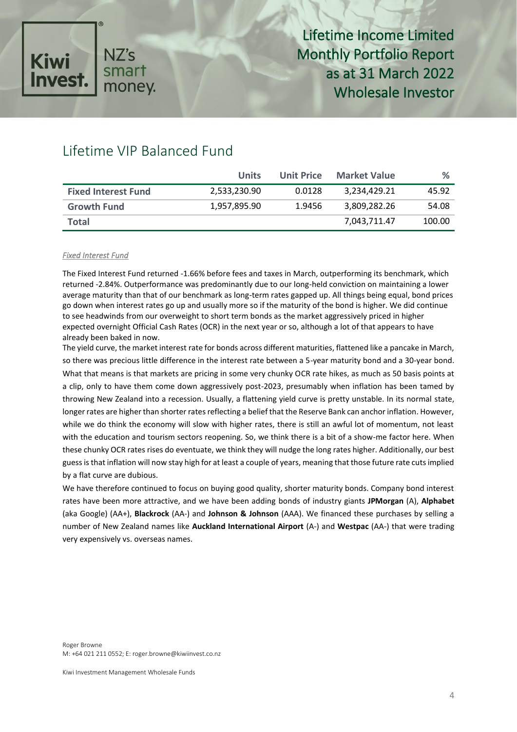# Lifetime VIP Balanced Fund

| | Units | Unit Price | Market Value | % |
|---|---|---|---|---|
| **Fixed Interest Fund** | 2,533,230.90 | 0.0128 | 3,234,429.21 | 45.92 |
| **Growth Fund** | 1,957,895.90 | 1.9456 | 3,809,282.26 | 54.08 |
| **Total** | | | 7,043,711.47 | 100.00 |

*Fixed Interest Fund*

The Fixed Interest Fund returned -1.66% before fees and taxes in March, outperforming its benchmark, which returned -2.84%. Outperformance was predominantly due to our long-held conviction on maintaining a lower average maturity than that of our benchmark as long-term rates gapped up. All things being equal, bond prices go down when interest rates go up and usually more so if the maturity of the bond is higher. We did continue to see headwinds from our overweight to short term bonds as the market aggressively priced in higher expected overnight Official Cash Rates (OCR) in the next year or so, although a lot of that appears to have already been baked in now.

The yield curve, the market interest rate for bonds across different maturities, flattened like a pancake in March, so there was precious little difference in the interest rate between a 5-year maturity bond and a 30-year bond. What that means is that markets are pricing in some very chunky OCR rate hikes, as much as 50 basis points at a clip, only to have them come down aggressively post-2023, presumably when inflation has been tamed by throwing New Zealand into a recession. Usually, a flattening yield curve is pretty unstable. In its normal state, longer rates are higher than shorter rates reflecting a belief that the Reserve Bank can anchor inflation. However, while we do think the economy will slow with higher rates, there is still an awful lot of momentum, not least with the education and tourism sectors reopening. So, we think there is a bit of a show-me factor here. When these chunky OCR rates rises do eventuate, we think they will nudge the long rates higher. Additionally, our best guess is that inflation will now stay high for at least a couple of years, meaning that those future rate cuts implied by a flat curve are dubious.

We have therefore continued to focus on buying good quality, shorter maturity bonds. Company bond interest rates have been more attractive, and we have been adding bonds of industry giants **JPMorgan** (A), **Alphabet** (aka Google) (AA+), **Blackrock** (AA-) and **Johnson & Johnson** (AAA). We financed these purchases by selling a number of New Zealand names like **Auckland International Airport** (A-) and **Westpac** (AA-) that were trading very expensively vs. overseas names.

Roger Browne
M: +64 021 211 0552; E: roger.browne@kiwiinvest.co.nz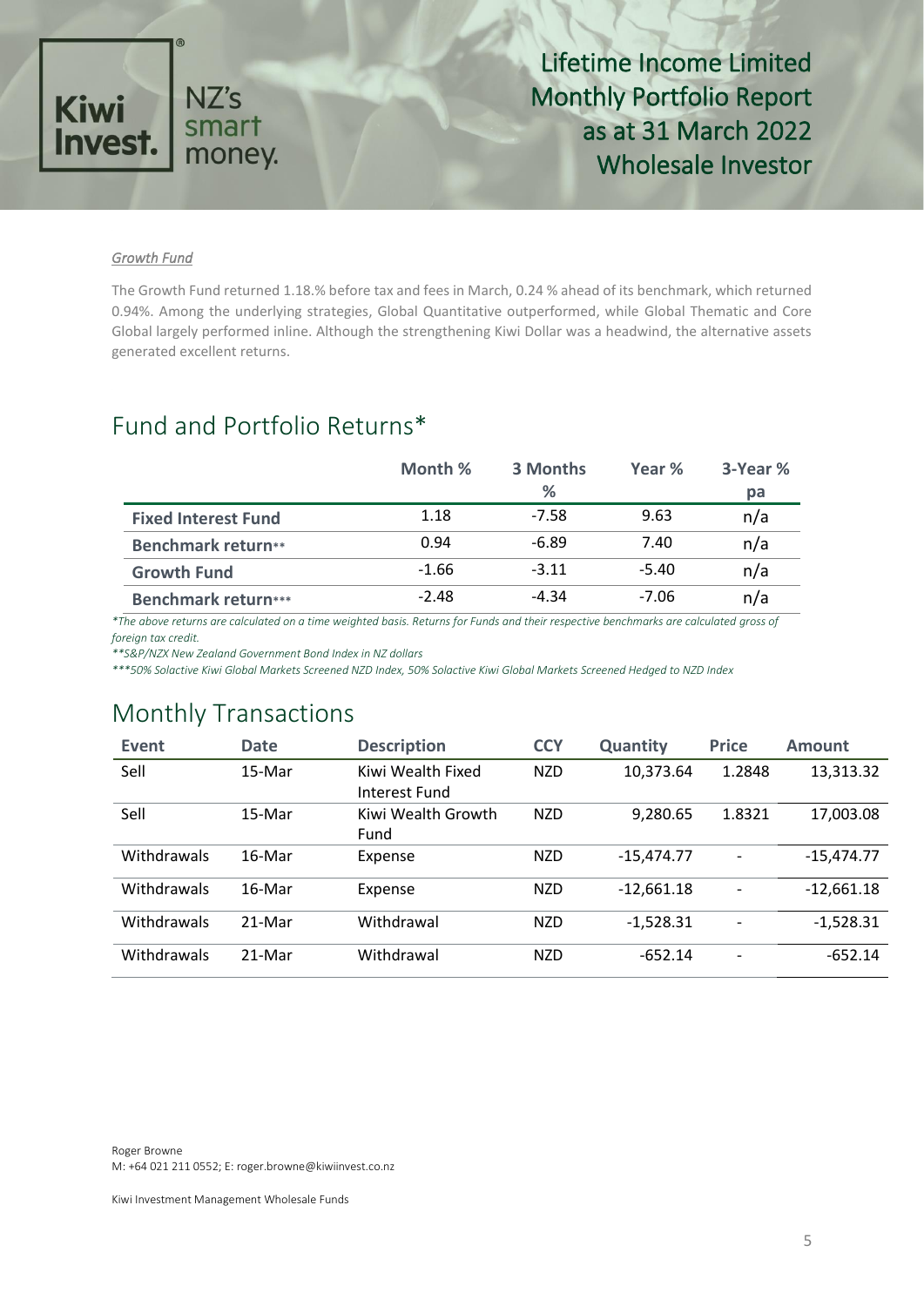*Growth Fund*

The Growth Fund returned 1.18.% before tax and fees in March, 0.24 % ahead of its benchmark, which returned 0.94%. Among the underlying strategies, Global Quantitative outperformed, while Global Thematic and Core Global largely performed inline. Although the strengthening Kiwi Dollar was a headwind, the alternative assets generated excellent returns.

## Fund and Portfolio Returns*

| | Month % | 3 Months % | Year % | 3-Year % pa |
|---|---|---|---|---|
| **Fixed Interest Fund** | 1.18 | -7.58 | 9.63 | n/a |
| **Benchmark return**** | 0.94 | -6.89 | 7.40 | n/a |
| **Growth Fund** | -1.66 | -3.11 | -5.40 | n/a |
| **Benchmark return***** | -2.48 | -4.34 | -7.06 | n/a |

*\*The above returns are calculated on a time weighted basis. Returns for Funds and their respective benchmarks are calculated gross of foreign tax credit.*

*\*\*S&P/NZX New Zealand Government Bond Index in NZ dollars*

*\*\*\*50% Solactive Kiwi Global Markets Screened NZD Index, 50% Solactive Kiwi Global Markets Screened Hedged to NZD Index*

## Monthly Transactions

| Event | Date | Description | CCY | Quantity | Price | Amount |
|---|---|---|---|---|---|---|
| Sell | 15-Mar | Kiwi Wealth Fixed Interest Fund | NZD | 10,373.64 | 1.2848 | 13,313.32 |
| Sell | 15-Mar | Kiwi Wealth Growth Fund | NZD | 9,280.65 | 1.8321 | 17,003.08 |
| Withdrawals | 16-Mar | Expense | NZD | -15,474.77 | - | -15,474.77 |
| Withdrawals | 16-Mar | Expense | NZD | -12,661.18 | - | -12,661.18 |
| Withdrawals | 21-Mar | Withdrawal | NZD | -1,528.31 | - | -1,528.31 |
| Withdrawals | 21-Mar | Withdrawal | NZD | -652.14 | - | -652.14 |

Roger Browne
M: +64 021 211 0552; E: roger.browne@kiwiinvest.co.nz

Kiwi Investment Management Wholesale Funds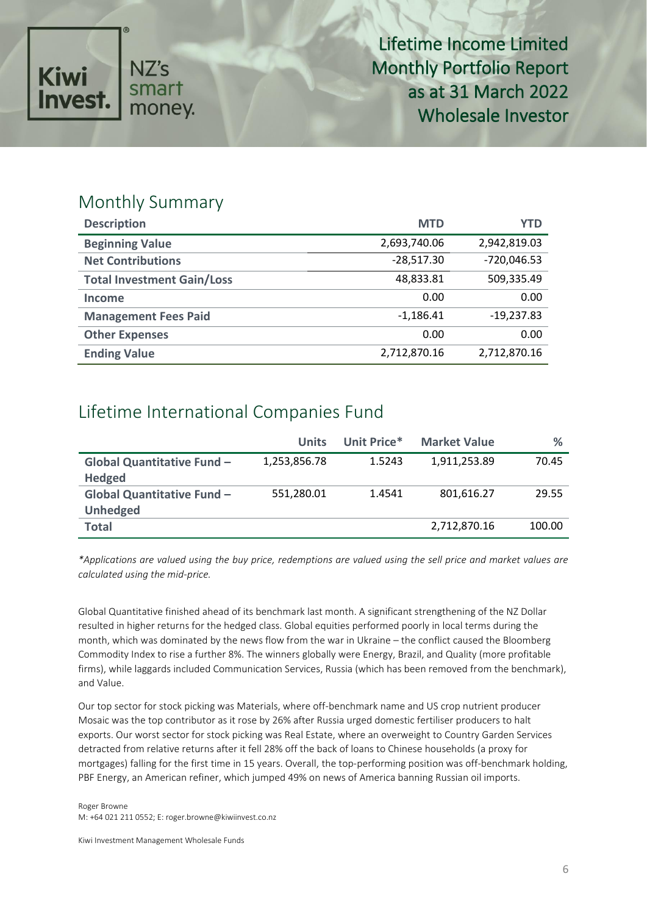Kiwi Invest. NZ's smart money.

# Lifetime Income Limited Monthly Portfolio Report as at 31 March 2022 Wholesale Investor

## Monthly Summary

| Description | MTD | YTD |
|---|---|---|
| **Beginning Value** | 2,693,740.06 | 2,942,819.03 |
| **Net Contributions** | -28,517.30 | -720,046.53 |
| **Total Investment Gain/Loss** | 48,833.81 | 509,335.49 |
| **Income** | 0.00 | 0.00 |
| **Management Fees Paid** | -1,186.41 | -19,237.83 |
| **Other Expenses** | 0.00 | 0.00 |
| **Ending Value** | 2,712,870.16 | 2,712,870.16 |

## Lifetime International Companies Fund

| | Units | Unit Price* | Market Value | % |
|---|---|---|---|---|
| **Global Quantitative Fund – Hedged** | 1,253,856.78 | 1.5243 | 1,911,253.89 | 70.45 |
| **Global Quantitative Fund – Unhedged** | 551,280.01 | 1.4541 | 801,616.27 | 29.55 |
| **Total** | | | 2,712,870.16 | 100.00 |

*\*Applications are valued using the buy price, redemptions are valued using the sell price and market values are calculated using the mid-price.*

Global Quantitative finished ahead of its benchmark last month. A significant strengthening of the NZ Dollar resulted in higher returns for the hedged class. Global equities performed poorly in local terms during the month, which was dominated by the news flow from the war in Ukraine – the conflict caused the Bloomberg Commodity Index to rise a further 8%. The winners globally were Energy, Brazil, and Quality (more profitable firms), while laggards included Communication Services, Russia (which has been removed from the benchmark), and Value.

Our top sector for stock picking was Materials, where off-benchmark name and US crop nutrient producer Mosaic was the top contributor as it rose by 26% after Russia urged domestic fertiliser producers to halt exports. Our worst sector for stock picking was Real Estate, where an overweight to Country Garden Services detracted from relative returns after it fell 28% off the back of loans to Chinese households (a proxy for mortgages) falling for the first time in 15 years. Overall, the top-performing position was off-benchmark holding, PBF Energy, an American refiner, which jumped 49% on news of America banning Russian oil imports.

Roger Browne
M: +64 021 211 0552; E: roger.browne@kiwiinvest.co.nz

Kiwi Investment Management Wholesale Funds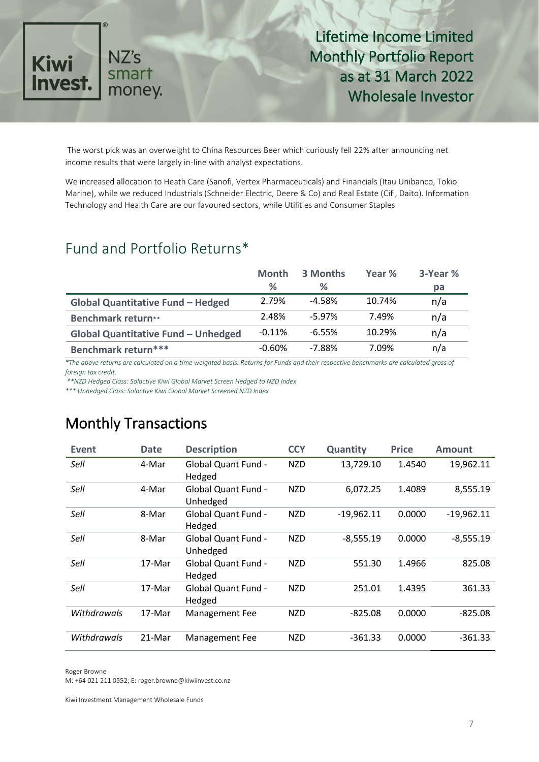The worst pick was an overweight to China Resources Beer which curiously fell 22% after announcing net income results that were largely in-line with analyst expectations.

We increased allocation to Heath Care (Sanofi, Vertex Pharmaceuticals) and Financials (Itau Unibanco, Tokio Marine), while we reduced Industrials (Schneider Electric, Deere & Co) and Real Estate (Cifi, Daito). Information Technology and Health Care are our favoured sectors, while Utilities and Consumer Staples

## Fund and Portfolio Returns*

| | Month % | 3 Months % | Year % | 3-Year % pa |
|---|---|---|---|---|
| **Global Quantitative Fund – Hedged** | 2.79% | -4.58% | 10.74% | n/a |
| **Benchmark return**** | 2.48% | -5.97% | 7.49% | n/a |
| **Global Quantitative Fund – Unhedged** | -0.11% | -6.55% | 10.29% | n/a |
| **Benchmark return***** | -0.60% | -7.88% | 7.09% | n/a |

*\*The above returns are calculated on a time weighted basis. Returns for Funds and their respective benchmarks are calculated gross of foreign tax credit.*

*\*\*NZD Hedged Class: Solactive Kiwi Global Market Screen Hedged to NZD Index*

*\*\*\* Unhedged Class: Solactive Kiwi Global Market Screened NZD Index*

## Monthly Transactions

| Event | Date | Description | CCY | Quantity | Price | Amount |
|---|---|---|---|---|---|---|
| *Sell* | 4-Mar | Global Quant Fund - Hedged | NZD | 13,729.10 | 1.4540 | 19,962.11 |
| *Sell* | 4-Mar | Global Quant Fund - Unhedged | NZD | 6,072.25 | 1.4089 | 8,555.19 |
| *Sell* | 8-Mar | Global Quant Fund - Hedged | NZD | -19,962.11 | 0.0000 | -19,962.11 |
| *Sell* | 8-Mar | Global Quant Fund - Unhedged | NZD | -8,555.19 | 0.0000 | -8,555.19 |
| *Sell* | 17-Mar | Global Quant Fund - Hedged | NZD | 551.30 | 1.4966 | 825.08 |
| *Sell* | 17-Mar | Global Quant Fund - Hedged | NZD | 251.01 | 1.4395 | 361.33 |
| *Withdrawals* | 17-Mar | Management Fee | NZD | -825.08 | 0.0000 | -825.08 |
| *Withdrawals* | 21-Mar | Management Fee | NZD | -361.33 | 0.0000 | -361.33 |

Roger Browne
M: +64 021 211 0552; E: roger.browne@kiwiinvest.co.nz

Kiwi Investment Management Wholesale Funds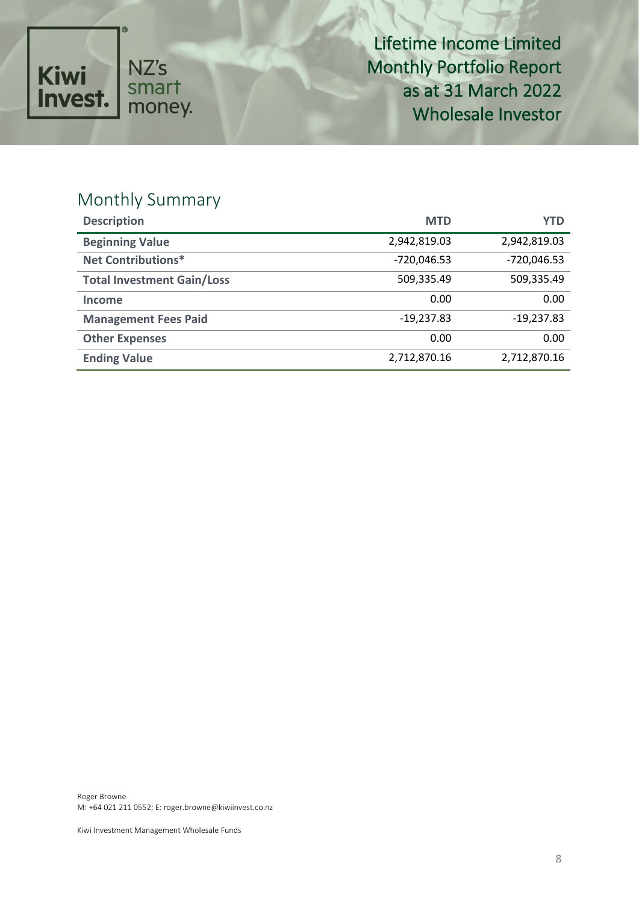Kiwi Invest. NZ's smart money.

# Lifetime Income Limited Monthly Portfolio Report as at 31 March 2022 Wholesale Investor

## Monthly Summary

| Description | MTD | YTD |
|---|---|---|
| **Beginning Value** | 2,942,819.03 | 2,942,819.03 |
| **Net Contributions*** | -720,046.53 | -720,046.53 |
| **Total Investment Gain/Loss** | 509,335.49 | 509,335.49 |
| **Income** | 0.00 | 0.00 |
| **Management Fees Paid** | -19,237.83 | -19,237.83 |
| **Other Expenses** | 0.00 | 0.00 |
| **Ending Value** | 2,712,870.16 | 2,712,870.16 |

Roger Browne
M: +64 021 211 0552; E: roger.browne@kiwiinvest.co.nz

Kiwi Investment Management Wholesale Funds